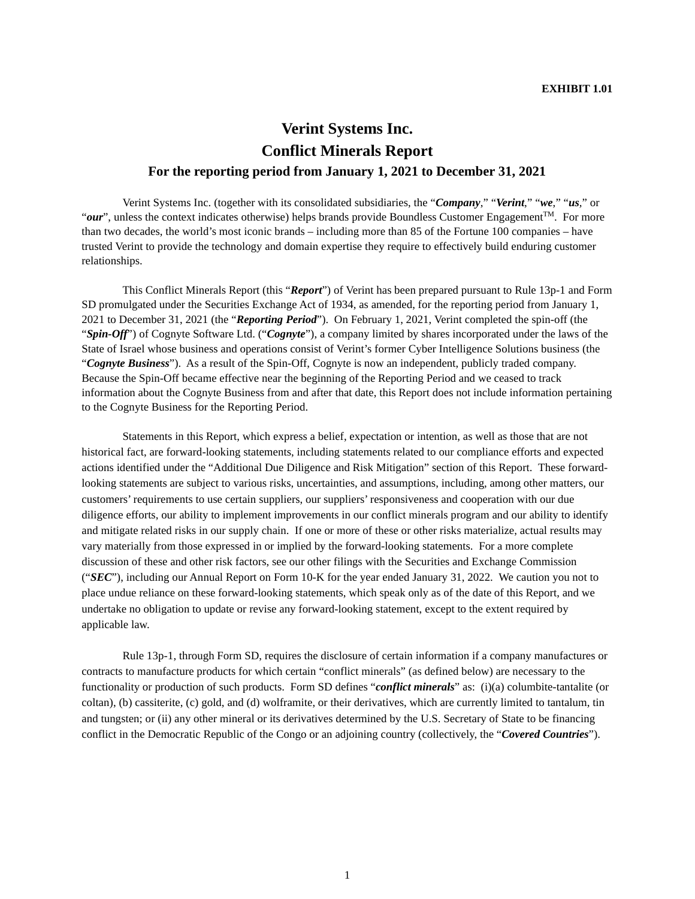**EXHIBIT 1.01**

# Verint Systems Inc.
# Conflict Minerals Report
## For the reporting period from January 1, 2021 to December 31, 2021

Verint Systems Inc. (together with its consolidated subsidiaries, the "***Company***," "***Verint***," "***we***," "***us***," or "***our***", unless the context indicates otherwise) helps brands provide Boundless Customer Engagement™. For more than two decades, the world's most iconic brands – including more than 85 of the Fortune 100 companies – have trusted Verint to provide the technology and domain expertise they require to effectively build enduring customer relationships.

This Conflict Minerals Report (this "***Report***") of Verint has been prepared pursuant to Rule 13p-1 and Form SD promulgated under the Securities Exchange Act of 1934, as amended, for the reporting period from January 1, 2021 to December 31, 2021 (the "***Reporting Period***"). On February 1, 2021, Verint completed the spin-off (the "***Spin-Off***") of Cognyte Software Ltd. ("***Cognyte***"), a company limited by shares incorporated under the laws of the State of Israel whose business and operations consist of Verint's former Cyber Intelligence Solutions business (the "***Cognyte Business***"). As a result of the Spin-Off, Cognyte is now an independent, publicly traded company. Because the Spin-Off became effective near the beginning of the Reporting Period and we ceased to track information about the Cognyte Business from and after that date, this Report does not include information pertaining to the Cognyte Business for the Reporting Period.

Statements in this Report, which express a belief, expectation or intention, as well as those that are not historical fact, are forward-looking statements, including statements related to our compliance efforts and expected actions identified under the "Additional Due Diligence and Risk Mitigation" section of this Report. These forward-looking statements are subject to various risks, uncertainties, and assumptions, including, among other matters, our customers' requirements to use certain suppliers, our suppliers' responsiveness and cooperation with our due diligence efforts, our ability to implement improvements in our conflict minerals program and our ability to identify and mitigate related risks in our supply chain. If one or more of these or other risks materialize, actual results may vary materially from those expressed in or implied by the forward-looking statements. For a more complete discussion of these and other risk factors, see our other filings with the Securities and Exchange Commission ("***SEC***"), including our Annual Report on Form 10-K for the year ended January 31, 2022. We caution you not to place undue reliance on these forward-looking statements, which speak only as of the date of this Report, and we undertake no obligation to update or revise any forward-looking statement, except to the extent required by applicable law.

Rule 13p-1, through Form SD, requires the disclosure of certain information if a company manufactures or contracts to manufacture products for which certain "conflict minerals" (as defined below) are necessary to the functionality or production of such products. Form SD defines "***conflict minerals***" as: (i)(a) columbite-tantalite (or coltan), (b) cassiterite, (c) gold, and (d) wolframite, or their derivatives, which are currently limited to tantalum, tin and tungsten; or (ii) any other mineral or its derivatives determined by the U.S. Secretary of State to be financing conflict in the Democratic Republic of the Congo or an adjoining country (collectively, the "***Covered Countries***").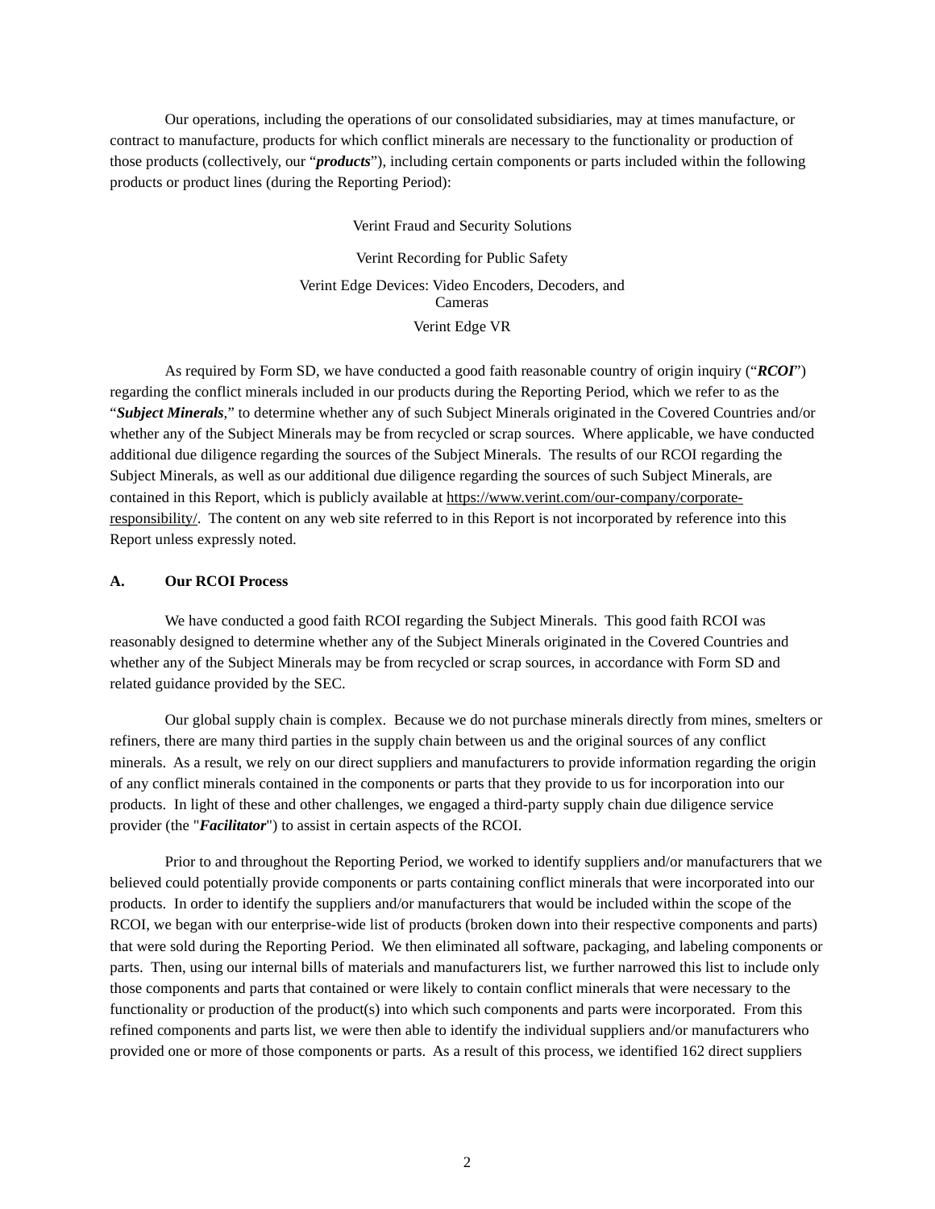Our operations, including the operations of our consolidated subsidiaries, may at times manufacture, or contract to manufacture, products for which conflict minerals are necessary to the functionality or production of those products (collectively, our "***products***"), including certain components or parts included within the following products or product lines (during the Reporting Period):

Verint Fraud and Security Solutions

Verint Recording for Public Safety

Verint Edge Devices: Video Encoders, Decoders, and Cameras

Verint Edge VR

As required by Form SD, we have conducted a good faith reasonable country of origin inquiry ("***RCOI***") regarding the conflict minerals included in our products during the Reporting Period, which we refer to as the "***Subject Minerals***," to determine whether any of such Subject Minerals originated in the Covered Countries and/or whether any of the Subject Minerals may be from recycled or scrap sources. Where applicable, we have conducted additional due diligence regarding the sources of the Subject Minerals. The results of our RCOI regarding the Subject Minerals, as well as our additional due diligence regarding the sources of such Subject Minerals, are contained in this Report, which is publicly available at https://www.verint.com/our-company/corporate-responsibility/. The content on any web site referred to in this Report is not incorporated by reference into this Report unless expressly noted.

## A. Our RCOI Process

We have conducted a good faith RCOI regarding the Subject Minerals. This good faith RCOI was reasonably designed to determine whether any of the Subject Minerals originated in the Covered Countries and whether any of the Subject Minerals may be from recycled or scrap sources, in accordance with Form SD and related guidance provided by the SEC.

Our global supply chain is complex. Because we do not purchase minerals directly from mines, smelters or refiners, there are many third parties in the supply chain between us and the original sources of any conflict minerals. As a result, we rely on our direct suppliers and manufacturers to provide information regarding the origin of any conflict minerals contained in the components or parts that they provide to us for incorporation into our products. In light of these and other challenges, we engaged a third-party supply chain due diligence service provider (the "***Facilitator***") to assist in certain aspects of the RCOI.

Prior to and throughout the Reporting Period, we worked to identify suppliers and/or manufacturers that we believed could potentially provide components or parts containing conflict minerals that were incorporated into our products. In order to identify the suppliers and/or manufacturers that would be included within the scope of the RCOI, we began with our enterprise-wide list of products (broken down into their respective components and parts) that were sold during the Reporting Period. We then eliminated all software, packaging, and labeling components or parts. Then, using our internal bills of materials and manufacturers list, we further narrowed this list to include only those components and parts that contained or were likely to contain conflict minerals that were necessary to the functionality or production of the product(s) into which such components and parts were incorporated. From this refined components and parts list, we were then able to identify the individual suppliers and/or manufacturers who provided one or more of those components or parts. As a result of this process, we identified 162 direct suppliers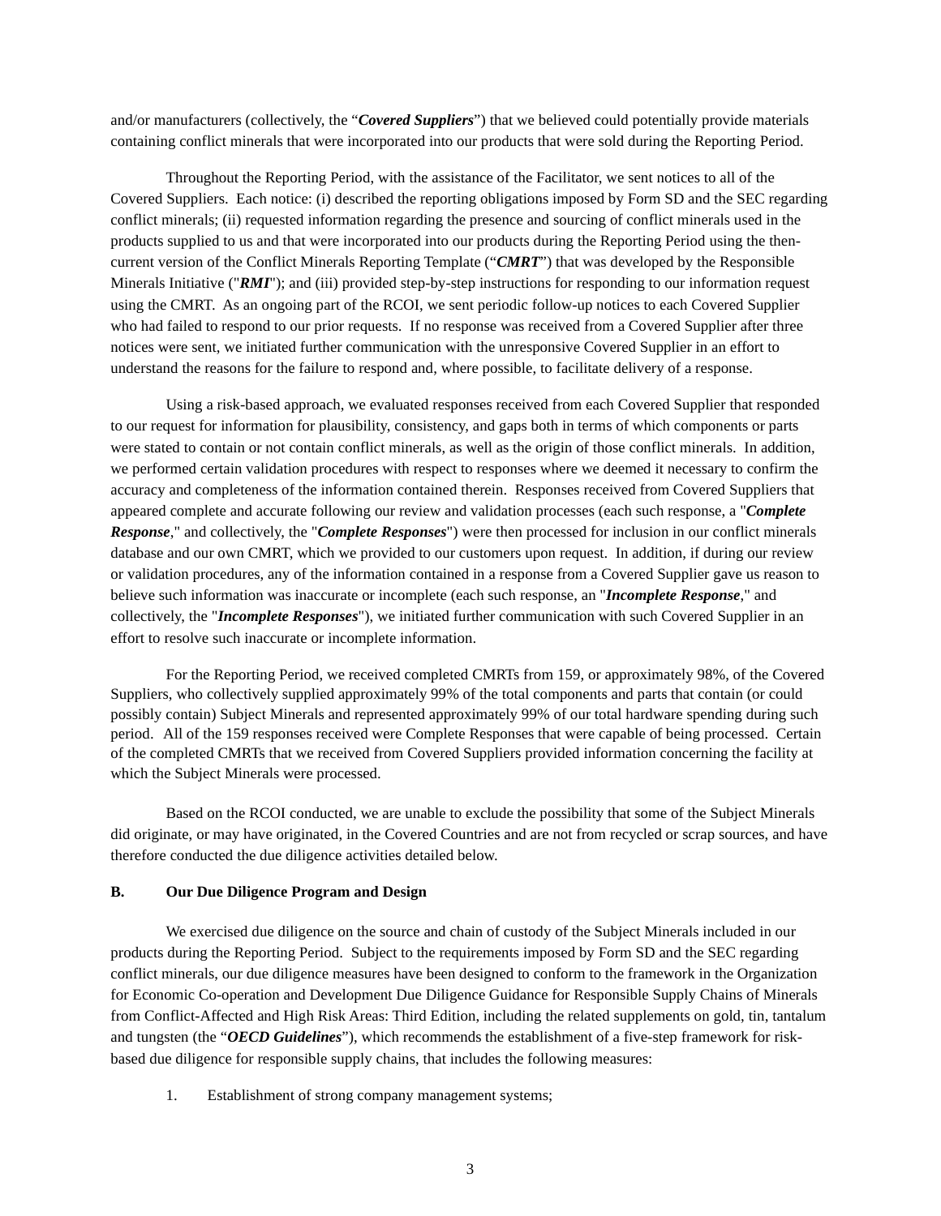and/or manufacturers (collectively, the "***Covered Suppliers***") that we believed could potentially provide materials containing conflict minerals that were incorporated into our products that were sold during the Reporting Period.

Throughout the Reporting Period, with the assistance of the Facilitator, we sent notices to all of the Covered Suppliers. Each notice: (i) described the reporting obligations imposed by Form SD and the SEC regarding conflict minerals; (ii) requested information regarding the presence and sourcing of conflict minerals used in the products supplied to us and that were incorporated into our products during the Reporting Period using the then-current version of the Conflict Minerals Reporting Template ("***CMRT***") that was developed by the Responsible Minerals Initiative ("***RMI***"); and (iii) provided step-by-step instructions for responding to our information request using the CMRT. As an ongoing part of the RCOI, we sent periodic follow-up notices to each Covered Supplier who had failed to respond to our prior requests. If no response was received from a Covered Supplier after three notices were sent, we initiated further communication with the unresponsive Covered Supplier in an effort to understand the reasons for the failure to respond and, where possible, to facilitate delivery of a response.

Using a risk-based approach, we evaluated responses received from each Covered Supplier that responded to our request for information for plausibility, consistency, and gaps both in terms of which components or parts were stated to contain or not contain conflict minerals, as well as the origin of those conflict minerals. In addition, we performed certain validation procedures with respect to responses where we deemed it necessary to confirm the accuracy and completeness of the information contained therein. Responses received from Covered Suppliers that appeared complete and accurate following our review and validation processes (each such response, a "***Complete Response***," and collectively, the "***Complete Responses***") were then processed for inclusion in our conflict minerals database and our own CMRT, which we provided to our customers upon request. In addition, if during our review or validation procedures, any of the information contained in a response from a Covered Supplier gave us reason to believe such information was inaccurate or incomplete (each such response, an "***Incomplete Response***," and collectively, the "***Incomplete Responses***"), we initiated further communication with such Covered Supplier in an effort to resolve such inaccurate or incomplete information.

For the Reporting Period, we received completed CMRTs from 159, or approximately 98%, of the Covered Suppliers, who collectively supplied approximately 99% of the total components and parts that contain (or could possibly contain) Subject Minerals and represented approximately 99% of our total hardware spending during such period. All of the 159 responses received were Complete Responses that were capable of being processed. Certain of the completed CMRTs that we received from Covered Suppliers provided information concerning the facility at which the Subject Minerals were processed.

Based on the RCOI conducted, we are unable to exclude the possibility that some of the Subject Minerals did originate, or may have originated, in the Covered Countries and are not from recycled or scrap sources, and have therefore conducted the due diligence activities detailed below.

## B. Our Due Diligence Program and Design

We exercised due diligence on the source and chain of custody of the Subject Minerals included in our products during the Reporting Period. Subject to the requirements imposed by Form SD and the SEC regarding conflict minerals, our due diligence measures have been designed to conform to the framework in the Organization for Economic Co-operation and Development Due Diligence Guidance for Responsible Supply Chains of Minerals from Conflict-Affected and High Risk Areas: Third Edition, including the related supplements on gold, tin, tantalum and tungsten (the "***OECD Guidelines***"), which recommends the establishment of a five-step framework for risk-based due diligence for responsible supply chains, that includes the following measures:

1. Establishment of strong company management systems;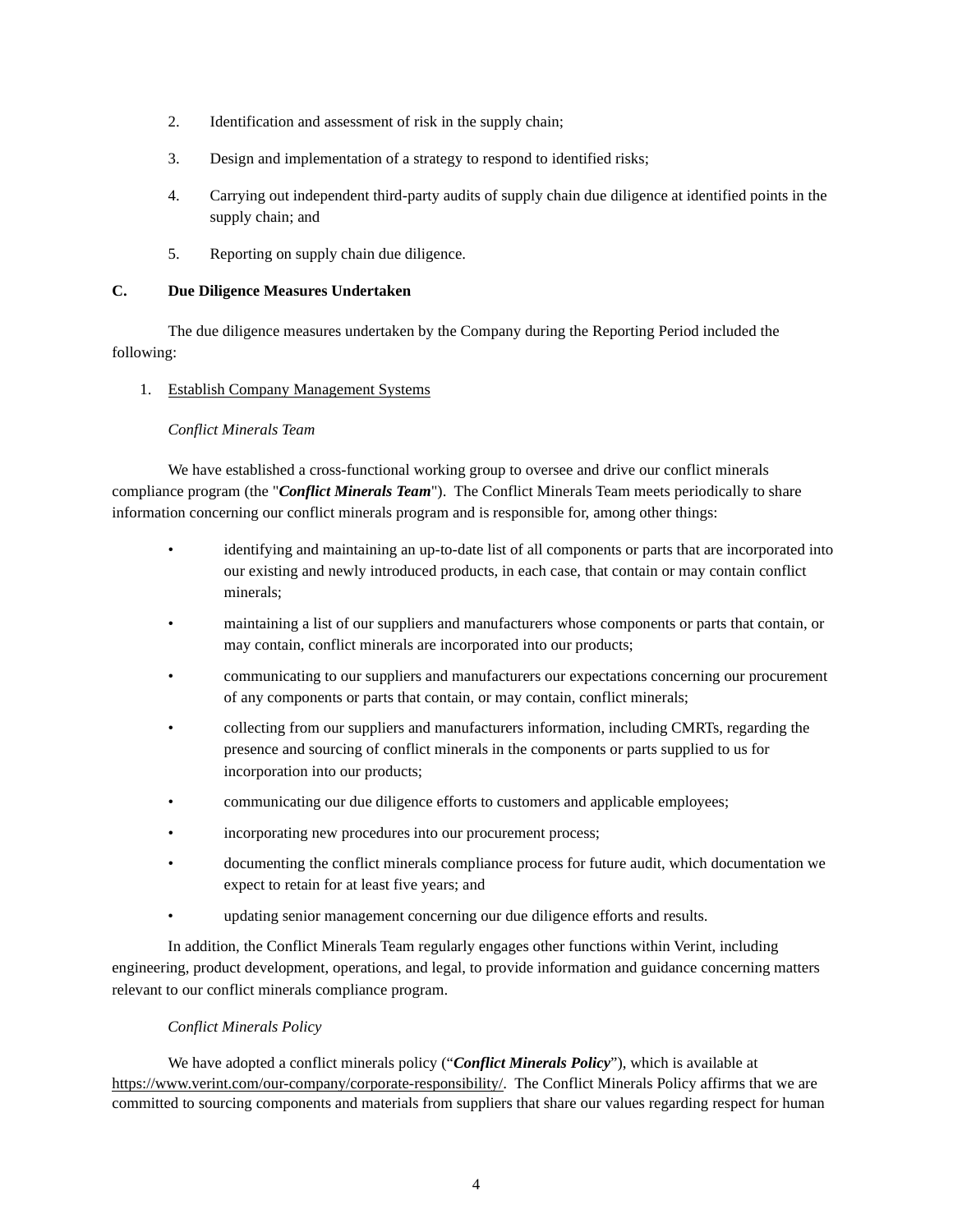2. Identification and assessment of risk in the supply chain;

3. Design and implementation of a strategy to respond to identified risks;

4. Carrying out independent third-party audits of supply chain due diligence at identified points in the supply chain; and

5. Reporting on supply chain due diligence.

**C. Due Diligence Measures Undertaken**

The due diligence measures undertaken by the Company during the Reporting Period included the following:

1. Establish Company Management Systems

*Conflict Minerals Team*

We have established a cross-functional working group to oversee and drive our conflict minerals compliance program (the "***Conflict Minerals Team***"). The Conflict Minerals Team meets periodically to share information concerning our conflict minerals program and is responsible for, among other things:

- identifying and maintaining an up-to-date list of all components or parts that are incorporated into our existing and newly introduced products, in each case, that contain or may contain conflict minerals;
- maintaining a list of our suppliers and manufacturers whose components or parts that contain, or may contain, conflict minerals are incorporated into our products;
- communicating to our suppliers and manufacturers our expectations concerning our procurement of any components or parts that contain, or may contain, conflict minerals;
- collecting from our suppliers and manufacturers information, including CMRTs, regarding the presence and sourcing of conflict minerals in the components or parts supplied to us for incorporation into our products;
- communicating our due diligence efforts to customers and applicable employees;
- incorporating new procedures into our procurement process;
- documenting the conflict minerals compliance process for future audit, which documentation we expect to retain for at least five years; and
- updating senior management concerning our due diligence efforts and results.

In addition, the Conflict Minerals Team regularly engages other functions within Verint, including engineering, product development, operations, and legal, to provide information and guidance concerning matters relevant to our conflict minerals compliance program.

*Conflict Minerals Policy*

We have adopted a conflict minerals policy ("***Conflict Minerals Policy***"), which is available at https://www.verint.com/our-company/corporate-responsibility/. The Conflict Minerals Policy affirms that we are committed to sourcing components and materials from suppliers that share our values regarding respect for human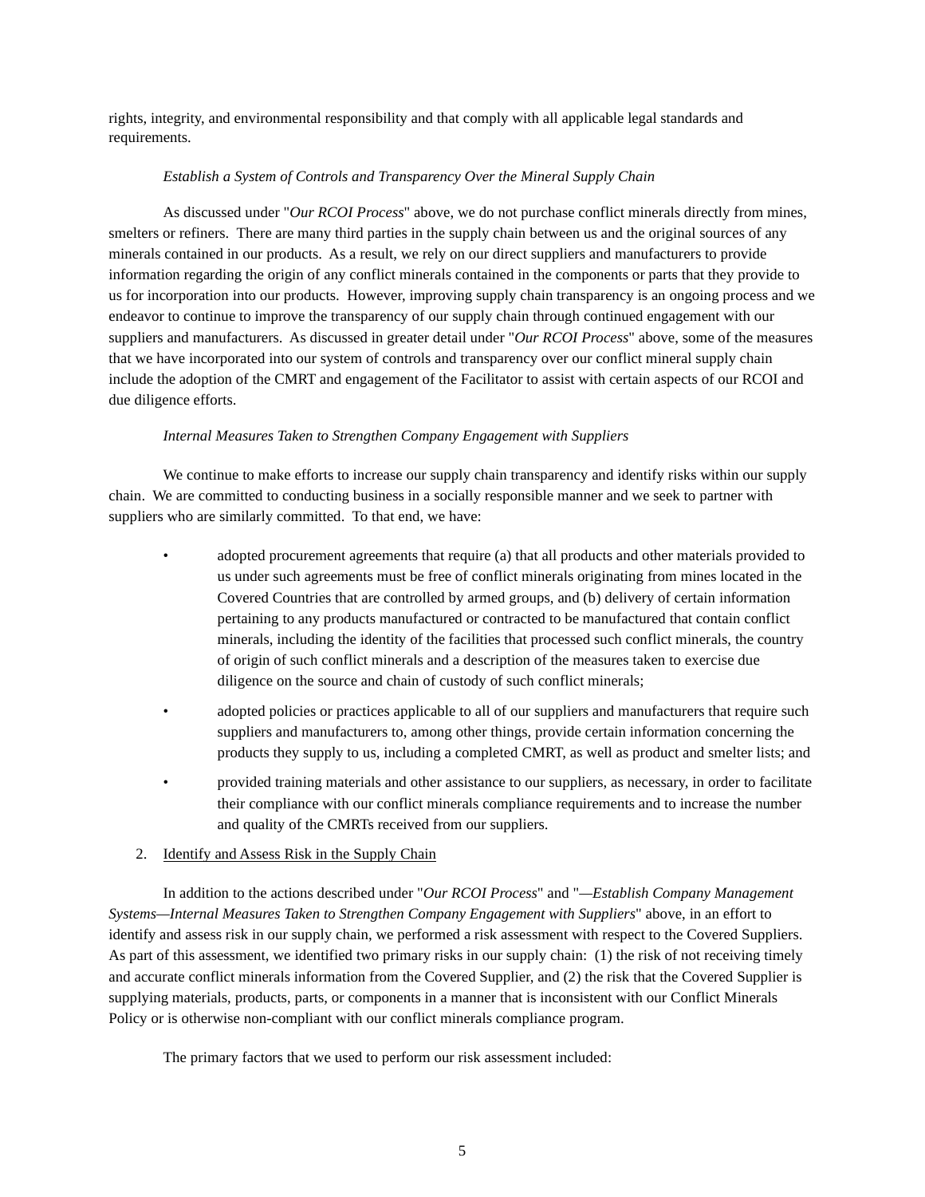rights, integrity, and environmental responsibility and that comply with all applicable legal standards and requirements.

*Establish a System of Controls and Transparency Over the Mineral Supply Chain*

As discussed under "*Our RCOI Process*" above, we do not purchase conflict minerals directly from mines, smelters or refiners. There are many third parties in the supply chain between us and the original sources of any minerals contained in our products. As a result, we rely on our direct suppliers and manufacturers to provide information regarding the origin of any conflict minerals contained in the components or parts that they provide to us for incorporation into our products. However, improving supply chain transparency is an ongoing process and we endeavor to continue to improve the transparency of our supply chain through continued engagement with our suppliers and manufacturers. As discussed in greater detail under "*Our RCOI Process*" above, some of the measures that we have incorporated into our system of controls and transparency over our conflict mineral supply chain include the adoption of the CMRT and engagement of the Facilitator to assist with certain aspects of our RCOI and due diligence efforts.

*Internal Measures Taken to Strengthen Company Engagement with Suppliers*

We continue to make efforts to increase our supply chain transparency and identify risks within our supply chain. We are committed to conducting business in a socially responsible manner and we seek to partner with suppliers who are similarly committed. To that end, we have:

- adopted procurement agreements that require (a) that all products and other materials provided to us under such agreements must be free of conflict minerals originating from mines located in the Covered Countries that are controlled by armed groups, and (b) delivery of certain information pertaining to any products manufactured or contracted to be manufactured that contain conflict minerals, including the identity of the facilities that processed such conflict minerals, the country of origin of such conflict minerals and a description of the measures taken to exercise due diligence on the source and chain of custody of such conflict minerals;
- adopted policies or practices applicable to all of our suppliers and manufacturers that require such suppliers and manufacturers to, among other things, provide certain information concerning the products they supply to us, including a completed CMRT, as well as product and smelter lists; and
- provided training materials and other assistance to our suppliers, as necessary, in order to facilitate their compliance with our conflict minerals compliance requirements and to increase the number and quality of the CMRTs received from our suppliers.

2. <u>Identify and Assess Risk in the Supply Chain</u>

In addition to the actions described under "*Our RCOI Process*" and "*—Establish Company Management Systems—Internal Measures Taken to Strengthen Company Engagement with Suppliers*" above, in an effort to identify and assess risk in our supply chain, we performed a risk assessment with respect to the Covered Suppliers. As part of this assessment, we identified two primary risks in our supply chain: (1) the risk of not receiving timely and accurate conflict minerals information from the Covered Supplier, and (2) the risk that the Covered Supplier is supplying materials, products, parts, or components in a manner that is inconsistent with our Conflict Minerals Policy or is otherwise non-compliant with our conflict minerals compliance program.

The primary factors that we used to perform our risk assessment included: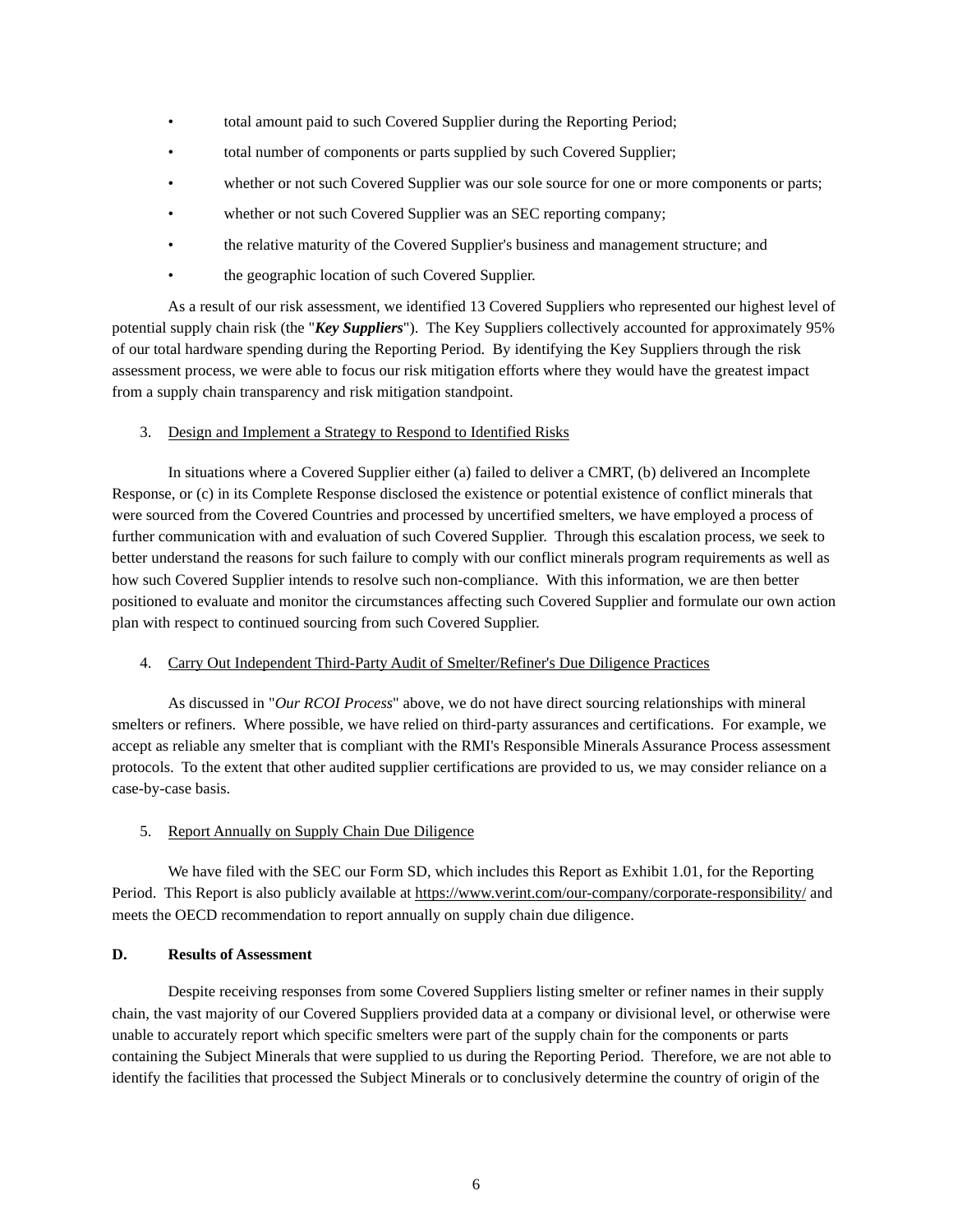- total amount paid to such Covered Supplier during the Reporting Period;
- total number of components or parts supplied by such Covered Supplier;
- whether or not such Covered Supplier was our sole source for one or more components or parts;
- whether or not such Covered Supplier was an SEC reporting company;
- the relative maturity of the Covered Supplier's business and management structure; and
- the geographic location of such Covered Supplier.

As a result of our risk assessment, we identified 13 Covered Suppliers who represented our highest level of potential supply chain risk (the "***Key Suppliers***"). The Key Suppliers collectively accounted for approximately 95% of our total hardware spending during the Reporting Period. By identifying the Key Suppliers through the risk assessment process, we were able to focus our risk mitigation efforts where they would have the greatest impact from a supply chain transparency and risk mitigation standpoint.

3. <u>Design and Implement a Strategy to Respond to Identified Risks</u>

In situations where a Covered Supplier either (a) failed to deliver a CMRT, (b) delivered an Incomplete Response, or (c) in its Complete Response disclosed the existence or potential existence of conflict minerals that were sourced from the Covered Countries and processed by uncertified smelters, we have employed a process of further communication with and evaluation of such Covered Supplier. Through this escalation process, we seek to better understand the reasons for such failure to comply with our conflict minerals program requirements as well as how such Covered Supplier intends to resolve such non-compliance. With this information, we are then better positioned to evaluate and monitor the circumstances affecting such Covered Supplier and formulate our own action plan with respect to continued sourcing from such Covered Supplier.

4. <u>Carry Out Independent Third-Party Audit of Smelter/Refiner's Due Diligence Practices</u>

As discussed in "*Our RCOI Process*" above, we do not have direct sourcing relationships with mineral smelters or refiners. Where possible, we have relied on third-party assurances and certifications. For example, we accept as reliable any smelter that is compliant with the RMI's Responsible Minerals Assurance Process assessment protocols. To the extent that other audited supplier certifications are provided to us, we may consider reliance on a case-by-case basis.

5. <u>Report Annually on Supply Chain Due Diligence</u>

We have filed with the SEC our Form SD, which includes this Report as Exhibit 1.01, for the Reporting Period. This Report is also publicly available at https://www.verint.com/our-company/corporate-responsibility/ and meets the OECD recommendation to report annually on supply chain due diligence.

**D. Results of Assessment**

Despite receiving responses from some Covered Suppliers listing smelter or refiner names in their supply chain, the vast majority of our Covered Suppliers provided data at a company or divisional level, or otherwise were unable to accurately report which specific smelters were part of the supply chain for the components or parts containing the Subject Minerals that were supplied to us during the Reporting Period. Therefore, we are not able to identify the facilities that processed the Subject Minerals or to conclusively determine the country of origin of the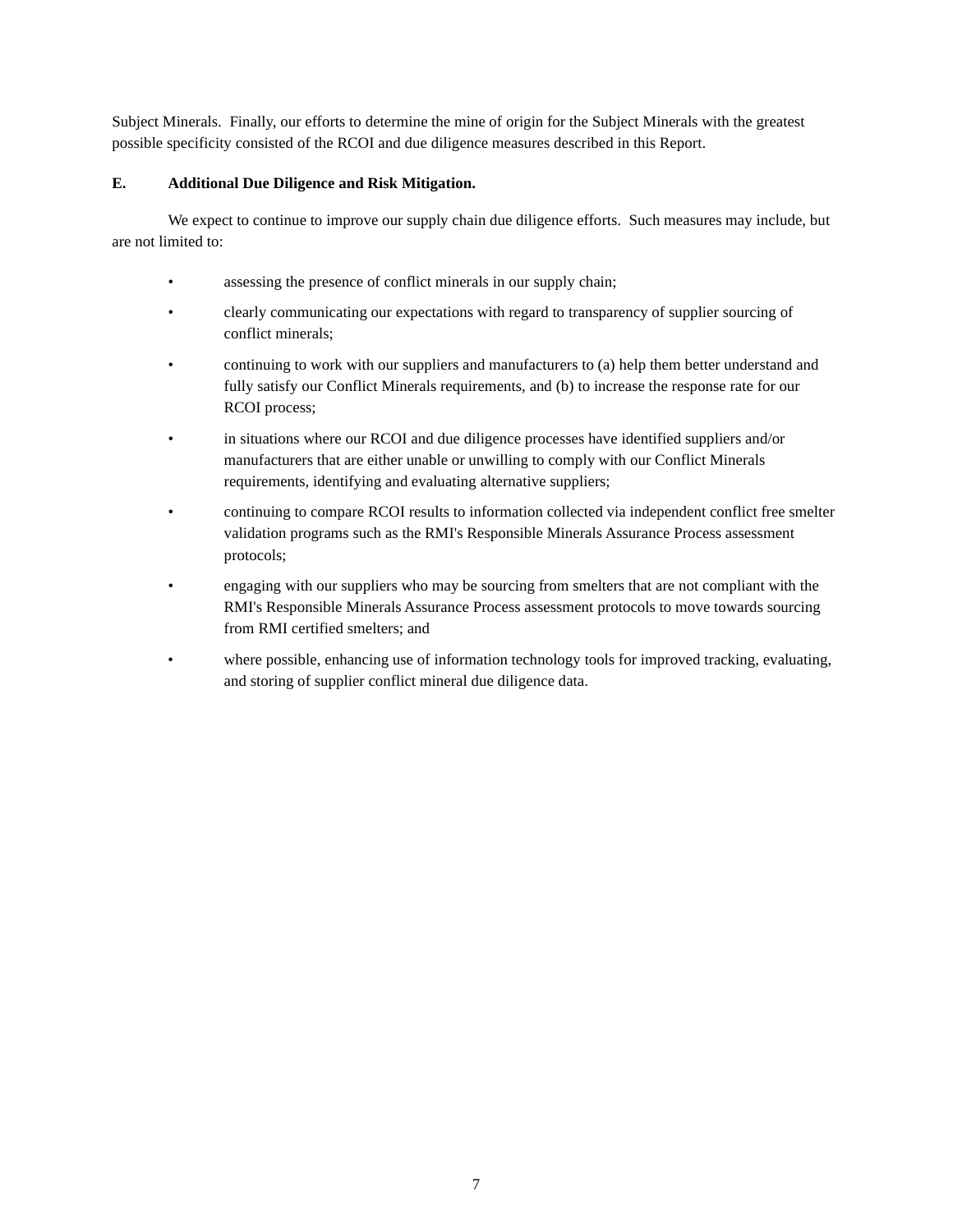Subject Minerals. Finally, our efforts to determine the mine of origin for the Subject Minerals with the greatest possible specificity consisted of the RCOI and due diligence measures described in this Report.

**E. Additional Due Diligence and Risk Mitigation.**

We expect to continue to improve our supply chain due diligence efforts. Such measures may include, but are not limited to:

- assessing the presence of conflict minerals in our supply chain;
- clearly communicating our expectations with regard to transparency of supplier sourcing of conflict minerals;
- continuing to work with our suppliers and manufacturers to (a) help them better understand and fully satisfy our Conflict Minerals requirements, and (b) to increase the response rate for our RCOI process;
- in situations where our RCOI and due diligence processes have identified suppliers and/or manufacturers that are either unable or unwilling to comply with our Conflict Minerals requirements, identifying and evaluating alternative suppliers;
- continuing to compare RCOI results to information collected via independent conflict free smelter validation programs such as the RMI's Responsible Minerals Assurance Process assessment protocols;
- engaging with our suppliers who may be sourcing from smelters that are not compliant with the RMI's Responsible Minerals Assurance Process assessment protocols to move towards sourcing from RMI certified smelters; and
- where possible, enhancing use of information technology tools for improved tracking, evaluating, and storing of supplier conflict mineral due diligence data.